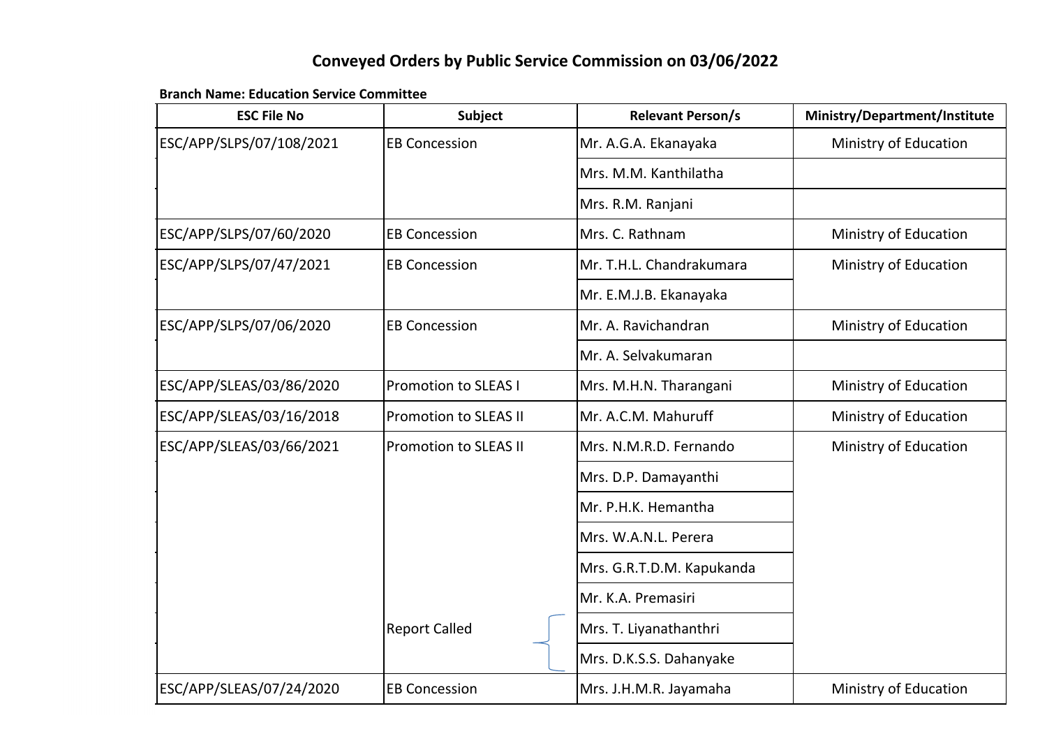# Conveyed Orders by Public Service Commission on 03/06/2022

**Branch Name: Education Service Committee**

| ESC File No | Subject | Relevant Person/s | Ministry/Department/Institute |
|---|---|---|---|
| ESC/APP/SLPS/07/108/2021 | EB Concession | Mr. A.G.A. Ekanayaka | Ministry of Education |
| | | Mrs. M.M. Kanthilatha | |
| | | Mrs. R.M. Ranjani | |
| ESC/APP/SLPS/07/60/2020 | EB Concession | Mrs. C. Rathnam | Ministry of Education |
| ESC/APP/SLPS/07/47/2021 | EB Concession | Mr. T.H.L. Chandrakumara | Ministry of Education |
| | | Mr. E.M.J.B. Ekanayaka | |
| ESC/APP/SLPS/07/06/2020 | EB Concession | Mr. A. Ravichandran | Ministry of Education |
| | | Mr. A. Selvakumaran | |
| ESC/APP/SLEAS/03/86/2020 | Promotion to SLEAS I | Mrs. M.H.N. Tharangani | Ministry of Education |
| ESC/APP/SLEAS/03/16/2018 | Promotion to SLEAS II | Mr. A.C.M. Mahuruff | Ministry of Education |
| ESC/APP/SLEAS/03/66/2021 | Promotion to SLEAS II | Mrs. N.M.R.D. Fernando | Ministry of Education |
| | | Mrs. D.P. Damayanthi | |
| | | Mr. P.H.K. Hemantha | |
| | | Mrs. W.A.N.L. Perera | |
| | | Mrs. G.R.T.D.M. Kapukanda | |
| | | Mr. K.A. Premasiri | |
| | Report Called | Mrs. T. Liyanathanthri | |
| | | Mrs. D.K.S.S. Dahanyake | |
| ESC/APP/SLEAS/07/24/2020 | EB Concession | Mrs. J.H.M.R. Jayamaha | Ministry of Education |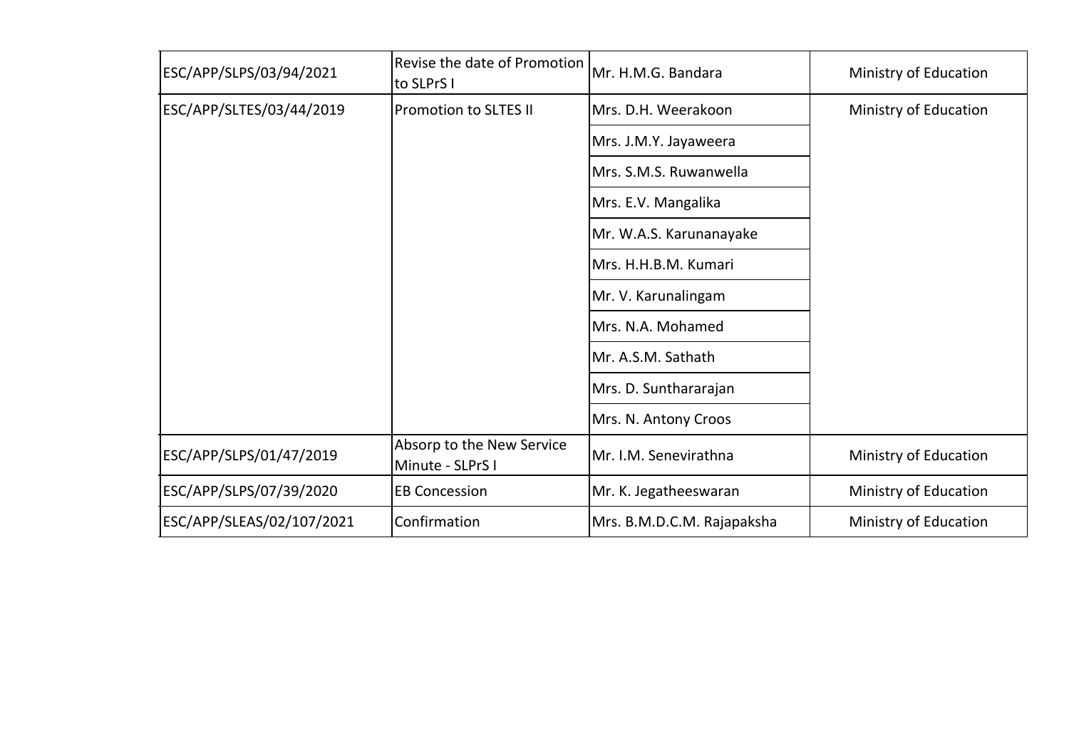| | | | |
|---|---|---|---|
| ESC/APP/SLPS/03/94/2021 | Revise the date of Promotion to SLPrS I | Mr. H.M.G. Bandara | Ministry of Education |
| ESC/APP/SLTES/03/44/2019 | Promotion to SLTES II | Mrs. D.H. Weerakoon | Ministry of Education |
| | | Mrs. J.M.Y. Jayaweera | |
| | | Mrs. S.M.S. Ruwanwella | |
| | | Mrs. E.V. Mangalika | |
| | | Mr. W.A.S. Karunanayake | |
| | | Mrs. H.H.B.M. Kumari | |
| | | Mr. V. Karunalingam | |
| | | Mrs. N.A. Mohamed | |
| | | Mr. A.S.M. Sathath | |
| | | Mrs. D. Supthararajan | |
| | | Mrs. N. Antony Croos | |
| ESC/APP/SLPS/01/47/2019 | Absorp to the New Service Minute - SLPrS I | Mr. I.M. Senevirathna | Ministry of Education |
| ESC/APP/SLPS/07/39/2020 | EB Concession | Mr. K. Jegatheeswaran | Ministry of Education |
| ESC/APP/SLEAS/02/107/2021 | Confirmation | Mrs. B.M.D.C.M. Rajapaksha | Ministry of Education |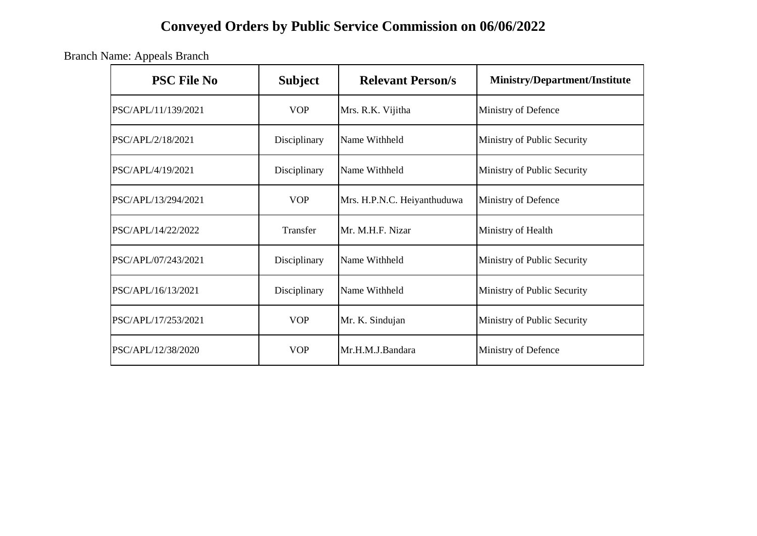# Conveyed Orders by Public Service Commission on 06/06/2022

Branch Name: Appeals Branch

| PSC File No | Subject | Relevant Person/s | Ministry/Department/Institute |
|---|---|---|---|
| PSC/APL/11/139/2021 | VOP | Mrs. R.K. Vijitha | Ministry of Defence |
| PSC/APL/2/18/2021 | Disciplinary | Name Withheld | Ministry of Public Security |
| PSC/APL/4/19/2021 | Disciplinary | Name Withheld | Ministry of Public Security |
| PSC/APL/13/294/2021 | VOP | Mrs. H.P.N.C. Heiyanthuduwa | Ministry of Defence |
| PSC/APL/14/22/2022 | Transfer | Mr. M.H.F. Nizar | Ministry of Health |
| PSC/APL/07/243/2021 | Disciplinary | Name Withheld | Ministry of Public Security |
| PSC/APL/16/13/2021 | Disciplinary | Name Withheld | Ministry of Public Security |
| PSC/APL/17/253/2021 | VOP | Mr. K. Sindujan | Ministry of Public Security |
| PSC/APL/12/38/2020 | VOP | Mr.H.M.J.Bandara | Ministry of Defence |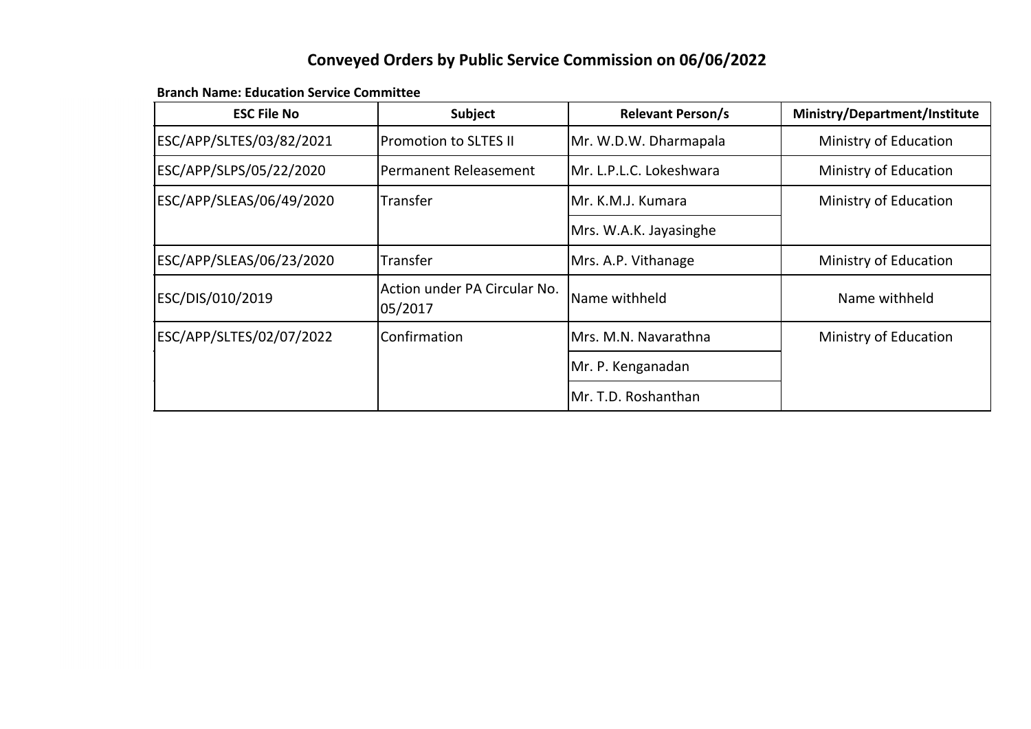# Conveyed Orders by Public Service Commission on 06/06/2022

**Branch Name: Education Service Committee**

| ESC File No | Subject | Relevant Person/s | Ministry/Department/Institute |
|---|---|---|---|
| ESC/APP/SLTES/03/82/2021 | Promotion to SLTES II | Mr. W.D.W. Dharmapala | Ministry of Education |
| ESC/APP/SLPS/05/22/2020 | Permanent Releasement | Mr. L.P.L.C. Lokeshwara | Ministry of Education |
| ESC/APP/SLEAS/06/49/2020 | Transfer | Mr. K.M.J. Kumara | Ministry of Education |
| | | Mrs. W.A.K. Jayasinghe | |
| ESC/APP/SLEAS/06/23/2020 | Transfer | Mrs. A.P. Vithanage | Ministry of Education |
| ESC/DIS/010/2019 | Action under PA Circular No. 05/2017 | Name withheld | Name withheld |
| ESC/APP/SLTES/02/07/2022 | Confirmation | Mrs. M.N. Navarathna | Ministry of Education |
| | | Mr. P. Kenganadan | |
| | | Mr. T.D. Roshanthan | |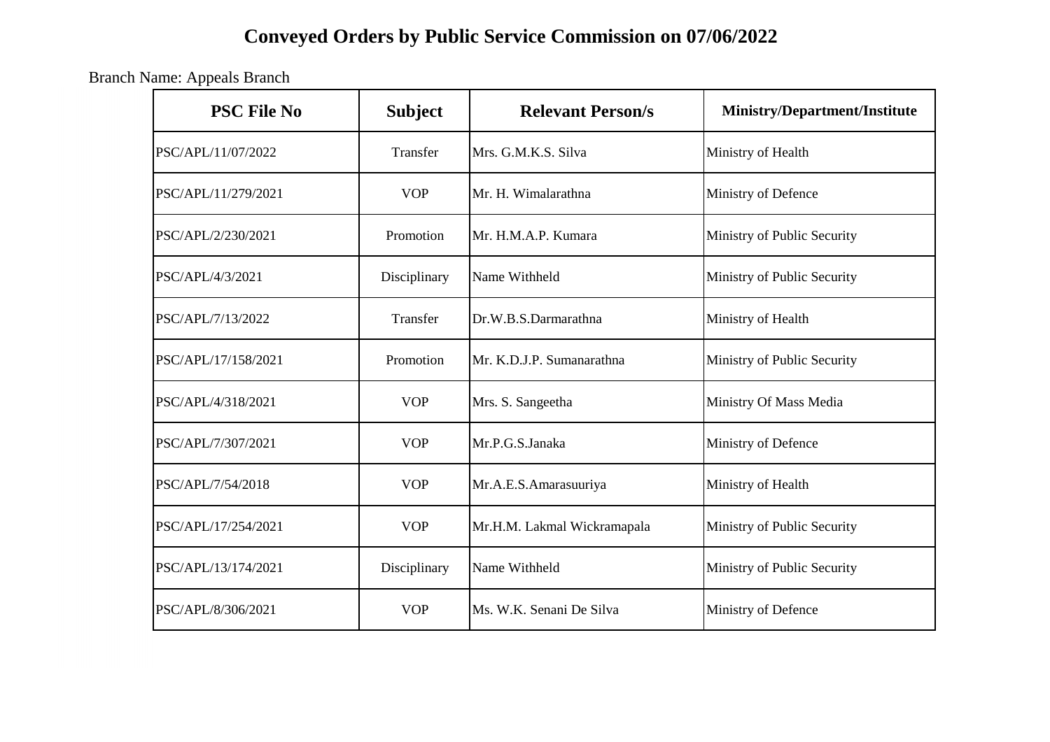# Conveyed Orders by Public Service Commission on 07/06/2022

Branch Name: Appeals Branch

| PSC File No | Subject | Relevant Person/s | Ministry/Department/Institute |
|---|---|---|---|
| PSC/APL/11/07/2022 | Transfer | Mrs. G.M.K.S. Silva | Ministry of Health |
| PSC/APL/11/279/2021 | VOP | Mr. H. Wimalarathna | Ministry of Defence |
| PSC/APL/2/230/2021 | Promotion | Mr. H.M.A.P. Kumara | Ministry of Public Security |
| PSC/APL/4/3/2021 | Disciplinary | Name Withheld | Ministry of Public Security |
| PSC/APL/7/13/2022 | Transfer | Dr.W.B.S.Darmarathna | Ministry of Health |
| PSC/APL/17/158/2021 | Promotion | Mr. K.D.J.P. Sumanarathna | Ministry of Public Security |
| PSC/APL/4/318/2021 | VOP | Mrs. S. Sangeetha | Ministry Of Mass Media |
| PSC/APL/7/307/2021 | VOP | Mr.P.G.S.Janaka | Ministry of Defence |
| PSC/APL/7/54/2018 | VOP | Mr.A.E.S.Amarasuuriya | Ministry of Health |
| PSC/APL/17/254/2021 | VOP | Mr.H.M. Lakmal Wickramapala | Ministry of Public Security |
| PSC/APL/13/174/2021 | Disciplinary | Name Withheld | Ministry of Public Security |
| PSC/APL/8/306/2021 | VOP | Ms. W.K. Senani De Silva | Ministry of Defence |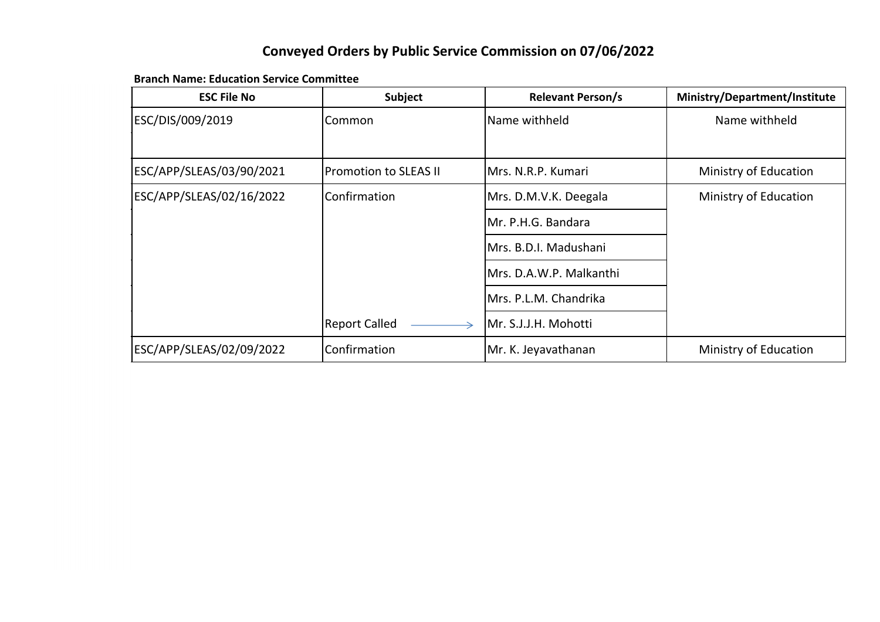# Conveyed Orders by Public Service Commission on 07/06/2022

**Branch Name: Education Service Committee**

| ESC File No | Subject | Relevant Person/s | Ministry/Department/Institute |
|---|---|---|---|
| ESC/DIS/009/2019 | Common | Name withheld | Name withheld |
| ESC/APP/SLEAS/03/90/2021 | Promotion to SLEAS II | Mrs. N.R.P. Kumari | Ministry of Education |
| ESC/APP/SLEAS/02/16/2022 | Confirmation | Mrs. D.M.V.K. Deegala | Ministry of Education |
| | | Mr. P.H.G. Bandara | |
| | | Mrs. B.D.I. Madushani | |
| | | Mrs. D.A.W.P. Malkanthi | |
| | | Mrs. P.L.M. Chandrika | |
| | Report Called → | Mr. S.J.J.H. Mohotti | |
| ESC/APP/SLEAS/02/09/2022 | Confirmation | Mr. K. Jeyavathanan | Ministry of Education |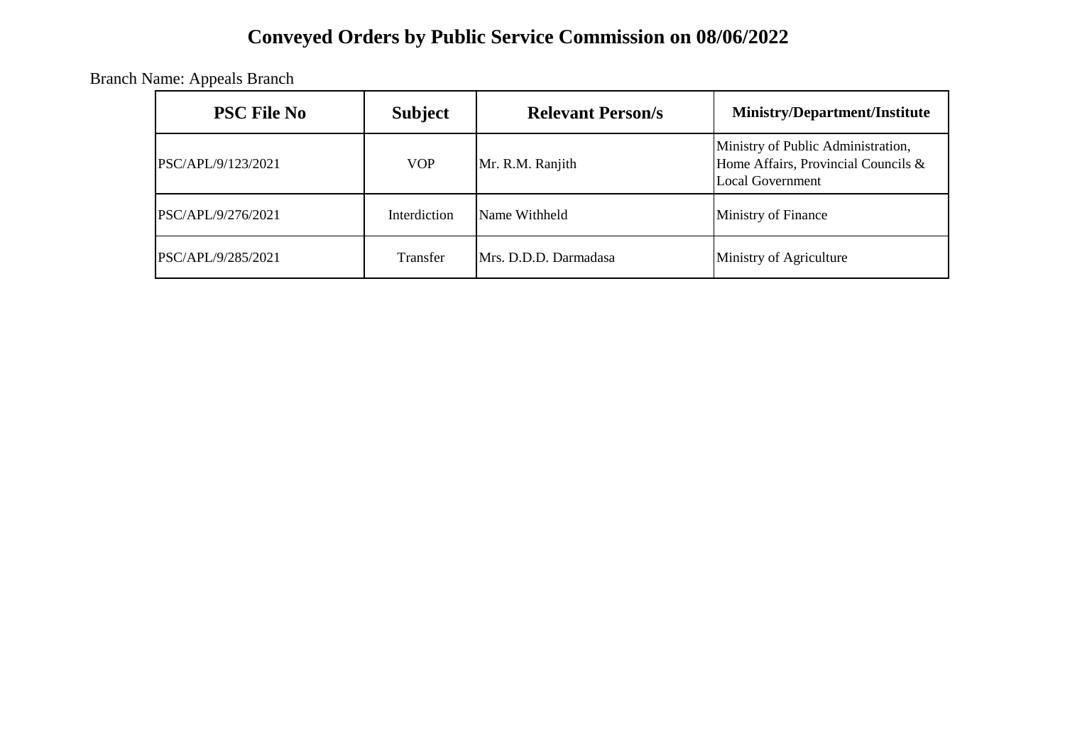# Conveyed Orders by Public Service Commission on 08/06/2022

Branch Name: Appeals Branch

| PSC File No | Subject | Relevant Person/s | Ministry/Department/Institute |
|---|---|---|---|
| PSC/APL/9/123/2021 | VOP | Mr. R.M. Ranjith | Ministry of Public Administration, Home Affairs, Provincial Councils & Local Government |
| PSC/APL/9/276/2021 | Interdiction | Name Withheld | Ministry of Finance |
| PSC/APL/9/285/2021 | Transfer | Mrs. D.D.D. Darmadasa | Ministry of Agriculture |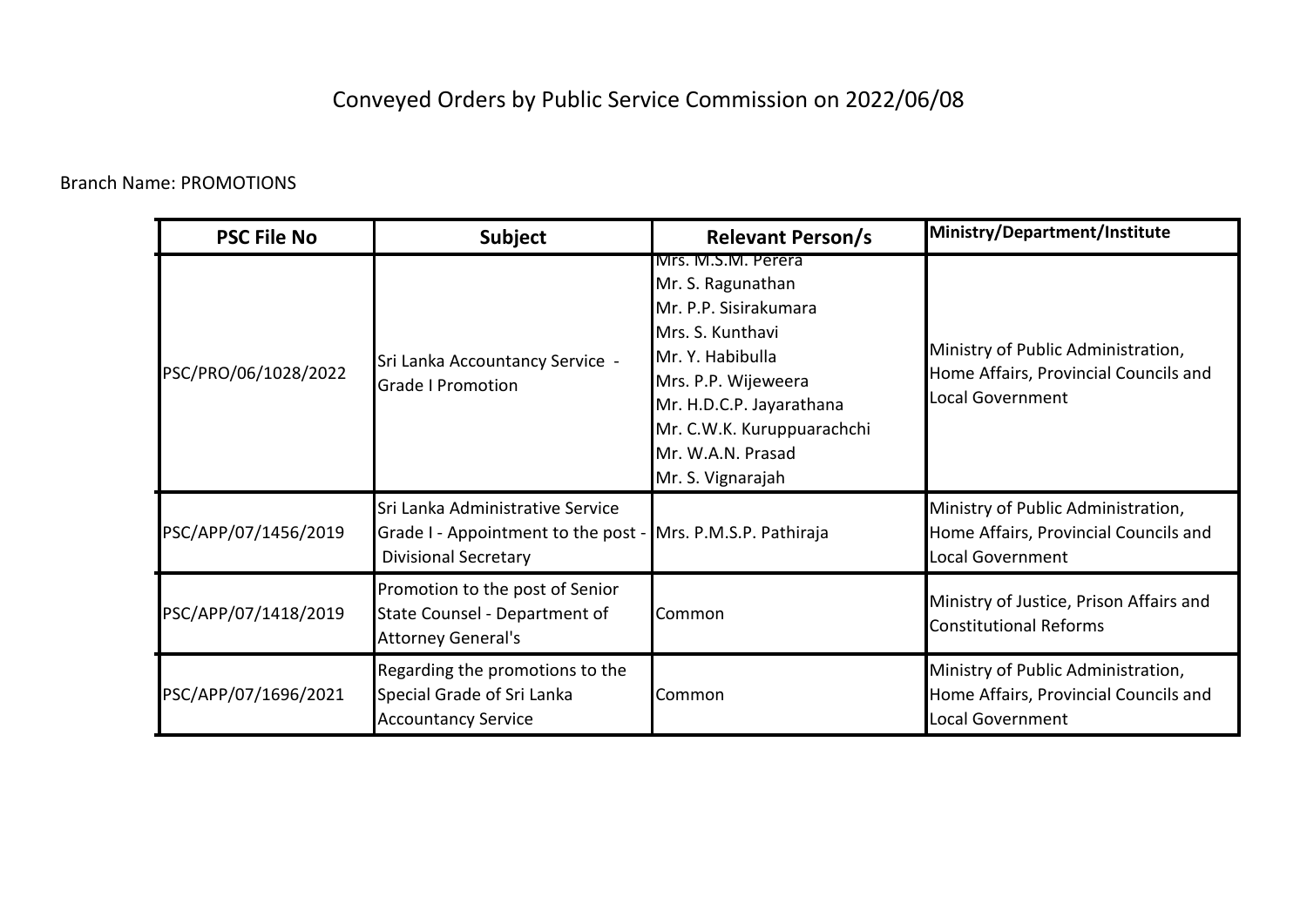# Conveyed Orders by Public Service Commission on 2022/06/08

Branch Name: PROMOTIONS

| PSC File No | Subject | Relevant Person/s | Ministry/Department/Institute |
|---|---|---|---|
| PSC/PRO/06/1028/2022 | Sri Lanka Accountancy Service - Grade I Promotion | Mrs. M.S.M. Perera<br>Mr. S. Ragunathan<br>Mr. P.P. Sisirakumara<br>Mrs. S. Kunthavi<br>Mr. Y. Habibulla<br>Mrs. P.P. Wijeweera<br>Mr. H.D.C.P. Jayarathana<br>Mr. C.W.K. Kuruppuarachchi<br>Mr. W.A.N. Prasad<br>Mr. S. Vignarajah | Ministry of Public Administration, Home Affairs, Provincial Councils and Local Government |
| PSC/APP/07/1456/2019 | Sri Lanka Administrative Service Grade I - Appointment to the post - Divisional Secretary | Mrs. P.M.S.P. Pathiraja | Ministry of Public Administration, Home Affairs, Provincial Councils and Local Government |
| PSC/APP/07/1418/2019 | Promotion to the post of Senior State Counsel - Department of Attorney General's | Common | Ministry of Justice, Prison Affairs and Constitutional Reforms |
| PSC/APP/07/1696/2021 | Regarding the promotions to the Special Grade of Sri Lanka Accountancy Service | Common | Ministry of Public Administration, Home Affairs, Provincial Councils and Local Government |